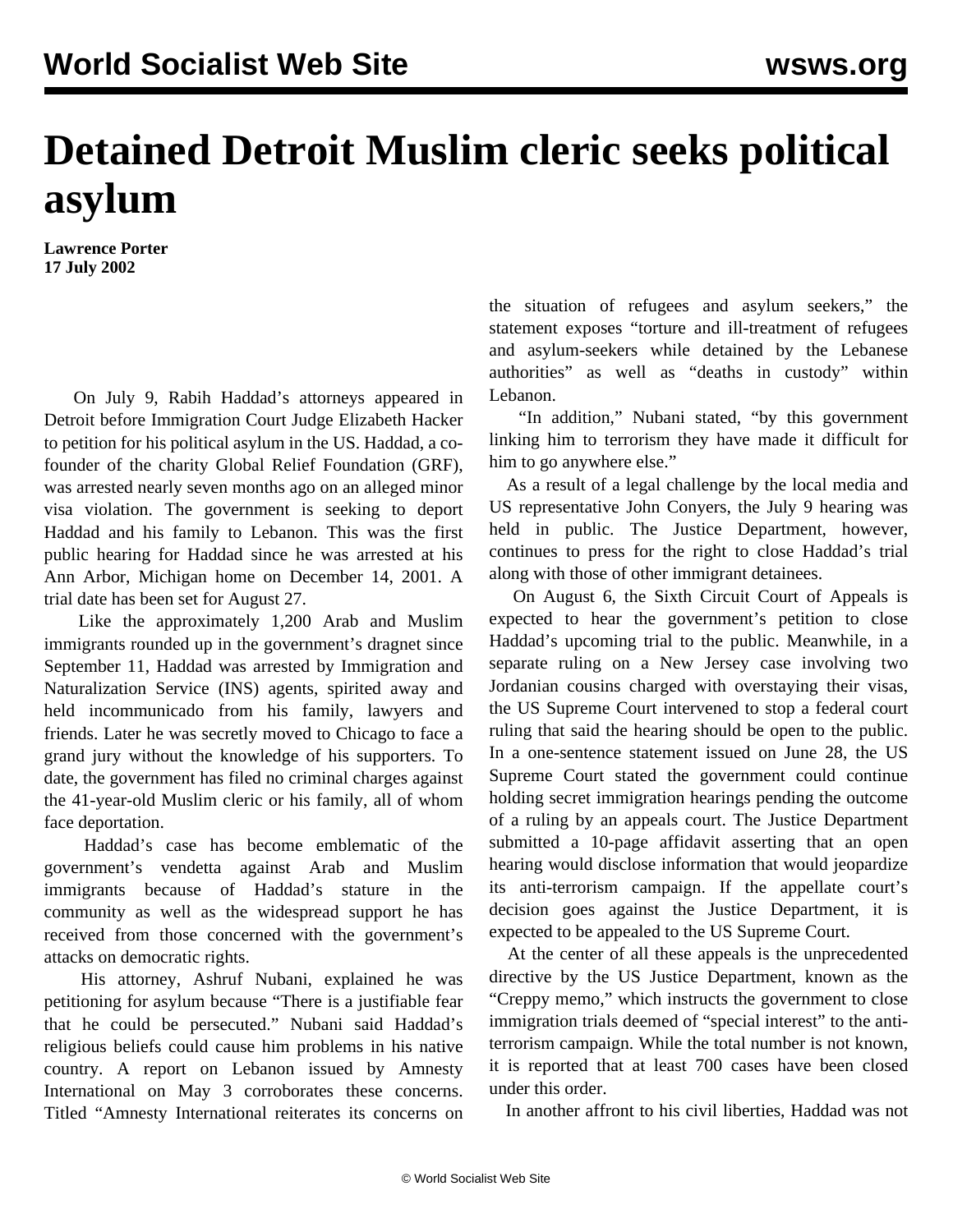# Detained Detroit Muslim cleric seeks political asylum

**Lawrence Porter**
**17 July 2002**

On July 9, Rabih Haddad's attorneys appeared in Detroit before Immigration Court Judge Elizabeth Hacker to petition for his political asylum in the US. Haddad, a co-founder of the charity Global Relief Foundation (GRF), was arrested nearly seven months ago on an alleged minor visa violation. The government is seeking to deport Haddad and his family to Lebanon. This was the first public hearing for Haddad since he was arrested at his Ann Arbor, Michigan home on December 14, 2001. A trial date has been set for August 27.

Like the approximately 1,200 Arab and Muslim immigrants rounded up in the government's dragnet since September 11, Haddad was arrested by Immigration and Naturalization Service (INS) agents, spirited away and held incommunicado from his family, lawyers and friends. Later he was secretly moved to Chicago to face a grand jury without the knowledge of his supporters. To date, the government has filed no criminal charges against the 41-year-old Muslim cleric or his family, all of whom face deportation.

Haddad's case has become emblematic of the government's vendetta against Arab and Muslim immigrants because of Haddad's stature in the community as well as the widespread support he has received from those concerned with the government's attacks on democratic rights.

His attorney, Ashruf Nubani, explained he was petitioning for asylum because "There is a justifiable fear that he could be persecuted." Nubani said Haddad's religious beliefs could cause him problems in his native country. A report on Lebanon issued by Amnesty International on May 3 corroborates these concerns. Titled "Amnesty International reiterates its concerns on the situation of refugees and asylum seekers," the statement exposes "torture and ill-treatment of refugees and asylum-seekers while detained by the Lebanese authorities" as well as "deaths in custody" within Lebanon.

"In addition," Nubani stated, "by this government linking him to terrorism they have made it difficult for him to go anywhere else."

As a result of a legal challenge by the local media and US representative John Conyers, the July 9 hearing was held in public. The Justice Department, however, continues to press for the right to close Haddad's trial along with those of other immigrant detainees.

On August 6, the Sixth Circuit Court of Appeals is expected to hear the government's petition to close Haddad's upcoming trial to the public. Meanwhile, in a separate ruling on a New Jersey case involving two Jordanian cousins charged with overstaying their visas, the US Supreme Court intervened to stop a federal court ruling that said the hearing should be open to the public. In a one-sentence statement issued on June 28, the US Supreme Court stated the government could continue holding secret immigration hearings pending the outcome of a ruling by an appeals court. The Justice Department submitted a 10-page affidavit asserting that an open hearing would disclose information that would jeopardize its anti-terrorism campaign. If the appellate court's decision goes against the Justice Department, it is expected to be appealed to the US Supreme Court.

At the center of all these appeals is the unprecedented directive by the US Justice Department, known as the "Creppy memo," which instructs the government to close immigration trials deemed of "special interest" to the anti-terrorism campaign. While the total number is not known, it is reported that at least 700 cases have been closed under this order.

In another affront to his civil liberties, Haddad was not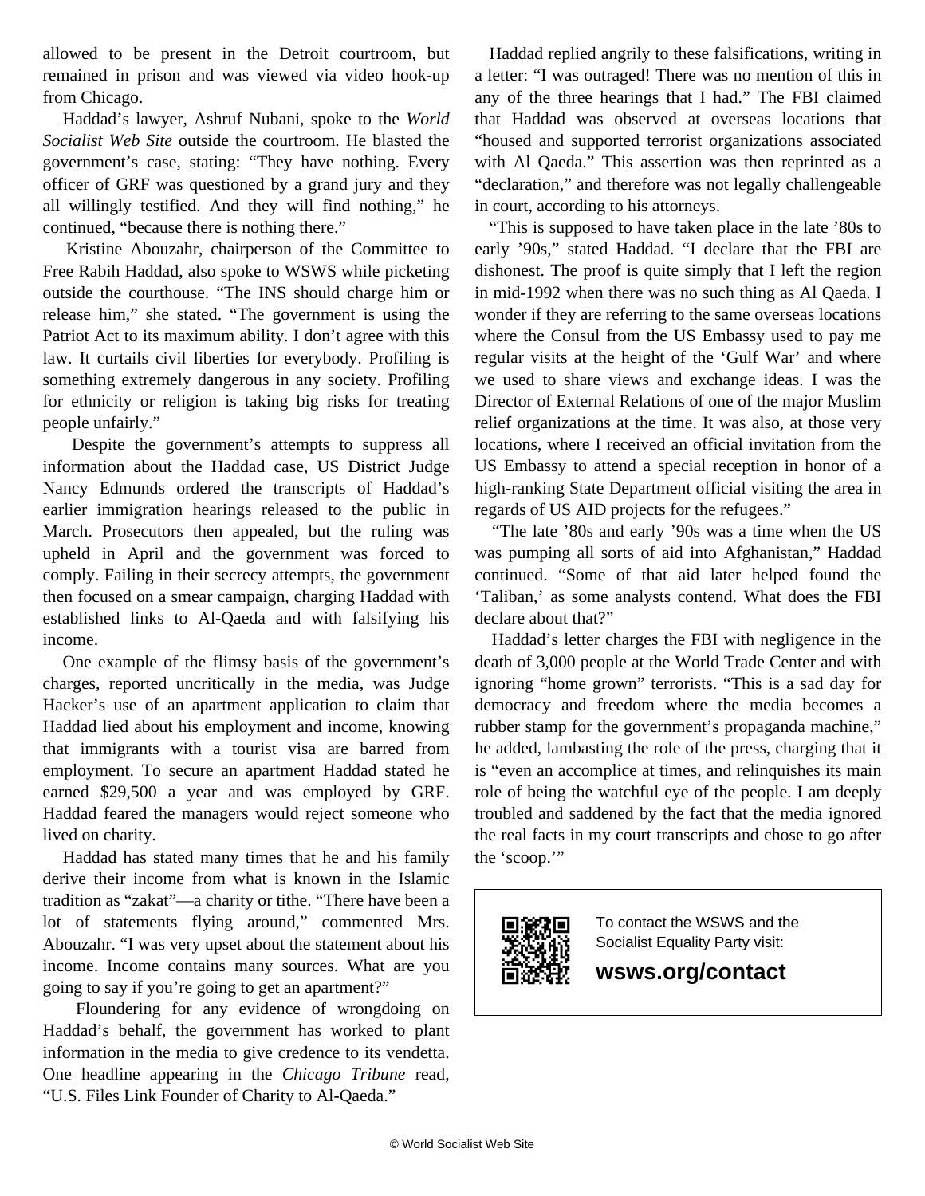allowed to be present in the Detroit courtroom, but remained in prison and was viewed via video hook-up from Chicago.

Haddad's lawyer, Ashruf Nubani, spoke to the *World Socialist Web Site* outside the courtroom. He blasted the government's case, stating: "They have nothing. Every officer of GRF was questioned by a grand jury and they all willingly testified. And they will find nothing," he continued, "because there is nothing there."

Kristine Abouzahr, chairperson of the Committee to Free Rabih Haddad, also spoke to WSWS while picketing outside the courthouse. "The INS should charge him or release him," she stated. "The government is using the Patriot Act to its maximum ability. I don't agree with this law. It curtails civil liberties for everybody. Profiling is something extremely dangerous in any society. Profiling for ethnicity or religion is taking big risks for treating people unfairly."

Despite the government's attempts to suppress all information about the Haddad case, US District Judge Nancy Edmunds ordered the transcripts of Haddad's earlier immigration hearings released to the public in March. Prosecutors then appealed, but the ruling was upheld in April and the government was forced to comply. Failing in their secrecy attempts, the government then focused on a smear campaign, charging Haddad with established links to Al-Qaeda and with falsifying his income.

One example of the flimsy basis of the government's charges, reported uncritically in the media, was Judge Hacker's use of an apartment application to claim that Haddad lied about his employment and income, knowing that immigrants with a tourist visa are barred from employment. To secure an apartment Haddad stated he earned $29,500 a year and was employed by GRF. Haddad feared the managers would reject someone who lived on charity.

Haddad has stated many times that he and his family derive their income from what is known in the Islamic tradition as "zakat"—a charity or tithe. "There have been a lot of statements flying around," commented Mrs. Abouzahr. "I was very upset about the statement about his income. Income contains many sources. What are you going to say if you're going to get an apartment?"

Floundering for any evidence of wrongdoing on Haddad's behalf, the government has worked to plant information in the media to give credence to its vendetta. One headline appearing in the *Chicago Tribune* read, "U.S. Files Link Founder of Charity to Al-Qaeda."

Haddad replied angrily to these falsifications, writing in a letter: "I was outraged! There was no mention of this in any of the three hearings that I had." The FBI claimed that Haddad was observed at overseas locations that "housed and supported terrorist organizations associated with Al Qaeda." This assertion was then reprinted as a "declaration," and therefore was not legally challengeable in court, according to his attorneys.

"This is supposed to have taken place in the late '80s to early '90s," stated Haddad. "I declare that the FBI are dishonest. The proof is quite simply that I left the region in mid-1992 when there was no such thing as Al Qaeda. I wonder if they are referring to the same overseas locations where the Consul from the US Embassy used to pay me regular visits at the height of the 'Gulf War' and where we used to share views and exchange ideas. I was the Director of External Relations of one of the major Muslim relief organizations at the time. It was also, at those very locations, where I received an official invitation from the US Embassy to attend a special reception in honor of a high-ranking State Department official visiting the area in regards of US AID projects for the refugees."

"The late '80s and early '90s was a time when the US was pumping all sorts of aid into Afghanistan," Haddad continued. "Some of that aid later helped found the 'Taliban,' as some analysts contend. What does the FBI declare about that?"

Haddad's letter charges the FBI with negligence in the death of 3,000 people at the World Trade Center and with ignoring "home grown" terrorists. "This is a sad day for democracy and freedom where the media becomes a rubber stamp for the government's propaganda machine," he added, lambasting the role of the press, charging that it is "even an accomplice at times, and relinquishes its main role of being the watchful eye of the people. I am deeply troubled and saddened by the fact that the media ignored the real facts in my court transcripts and chose to go after the 'scoop.'"

To contact the WSWS and the Socialist Equality Party visit:

**wsws.org/contact**